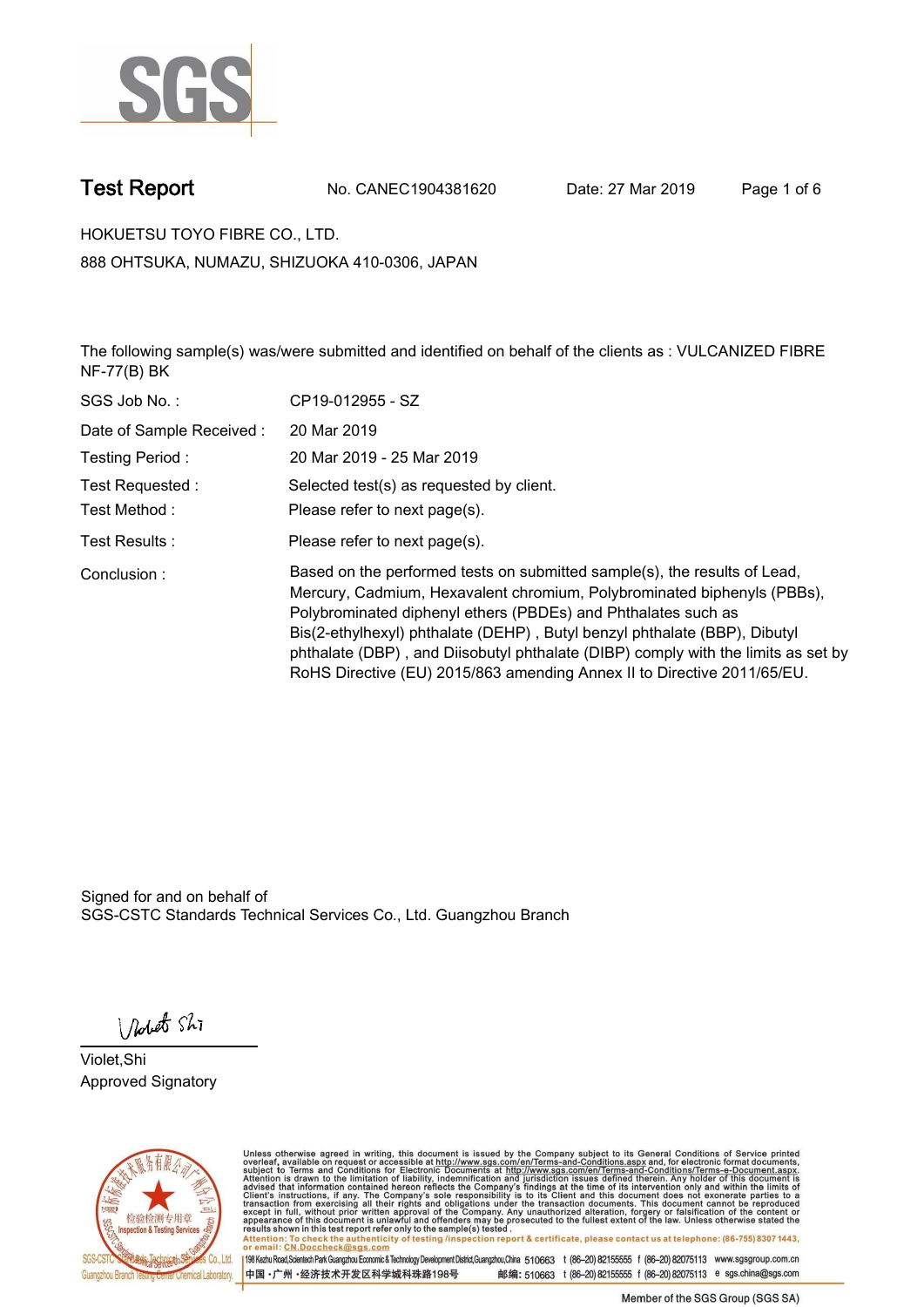# Test Report

No. CANEC1904381620 Date: 27 Mar 2019

HOKUETSU TOYO FIBRE CO., LTD.

888 OHTSUKA, NUMAZU, SHIZUOKA 410-0306, JAPAN

The following sample(s) was/were submitted and identified on behalf of the clients as : VULCANIZED FIBRE NF-77(B) BK

| | |
|---|---|
| SGS Job No. : | CP19-012955 - SZ |
| Date of Sample Received : | 20 Mar 2019 |
| Testing Period : | 20 Mar 2019 - 25 Mar 2019 |
| Test Requested : | Selected test(s) as requested by client. |
| Test Method : | Please refer to next page(s). |
| Test Results : | Please refer to next page(s). |
| Conclusion : | Based on the performed tests on submitted sample(s), the results of Lead, Mercury, Cadmium, Hexavalent chromium, Polybrominated biphenyls (PBBs), Polybrominated diphenyl ethers (PBDEs) and Phthalates such as Bis(2-ethylhexyl) phthalate (DEHP) , Butyl benzyl phthalate (BBP), Dibutyl phthalate (DBP) , and Diisobutyl phthalate (DIBP) comply with the limits as set by RoHS Directive (EU) 2015/863 amending Annex II to Directive 2011/65/EU. |

Signed for and on behalf of
SGS-CSTC Standards Technical Services Co., Ltd. Guangzhou Branch

Violet,Shi
Approved Signatory

Unless otherwise agreed in writing, this document is issued by the Company subject to its General Conditions of Service printed overleaf, available on request or accessible at http://www.sgs.com/en/Terms-and-Conditions.aspx and, for electronic format documents, subject to Terms and Conditions for Electronic Documents at http://www.sgs.com/en/Terms-and-Conditions/Terms-e-Document.aspx. Attention is drawn to the limitation of liability, indemnification and jurisdiction issues defined therein. Any holder of this document is advised that information contained hereon reflects the Company's findings at the time of its intervention only and within the limits of Client's instructions, if any. The Company's sole responsibility is to its Client and this document does not exonerate parties to a transaction from exercising all their rights and obligations under the transaction documents. This document cannot be reproduced except in full, without prior written approval of the Company. Any unauthorized alteration, forgery or falsification of the content or appearance of this document is unlawful and offenders may be prosecuted to the fullest extent of the law. Unless otherwise stated the results shown in this test report refer only to the sample(s) tested .

Attention: To check the authenticity of testing /inspection report & certificate, please contact us at telephone: (86-755) 8307 1443, or email: CN.Doccheck@sgs.com

SGS-CSTC Standards Technical Services Co., Ltd. Guangzhou Branch Testing Center Chemical Laboratory. | 198 Kezhu Road,Scientech Park Guangzhou Economic & Technology Development District,Guangzhou,China 510663 t (86-20) 82155555 f (86-20) 82075113 www.sgsgroup.com.cn

中国·广州·经济技术开发区科学城科珠路198号 邮编: 510663 t (86-20) 82155555 f (86-20) 82075113 e sgs.china@sgs.com

Member of the SGS Group (SGS SA)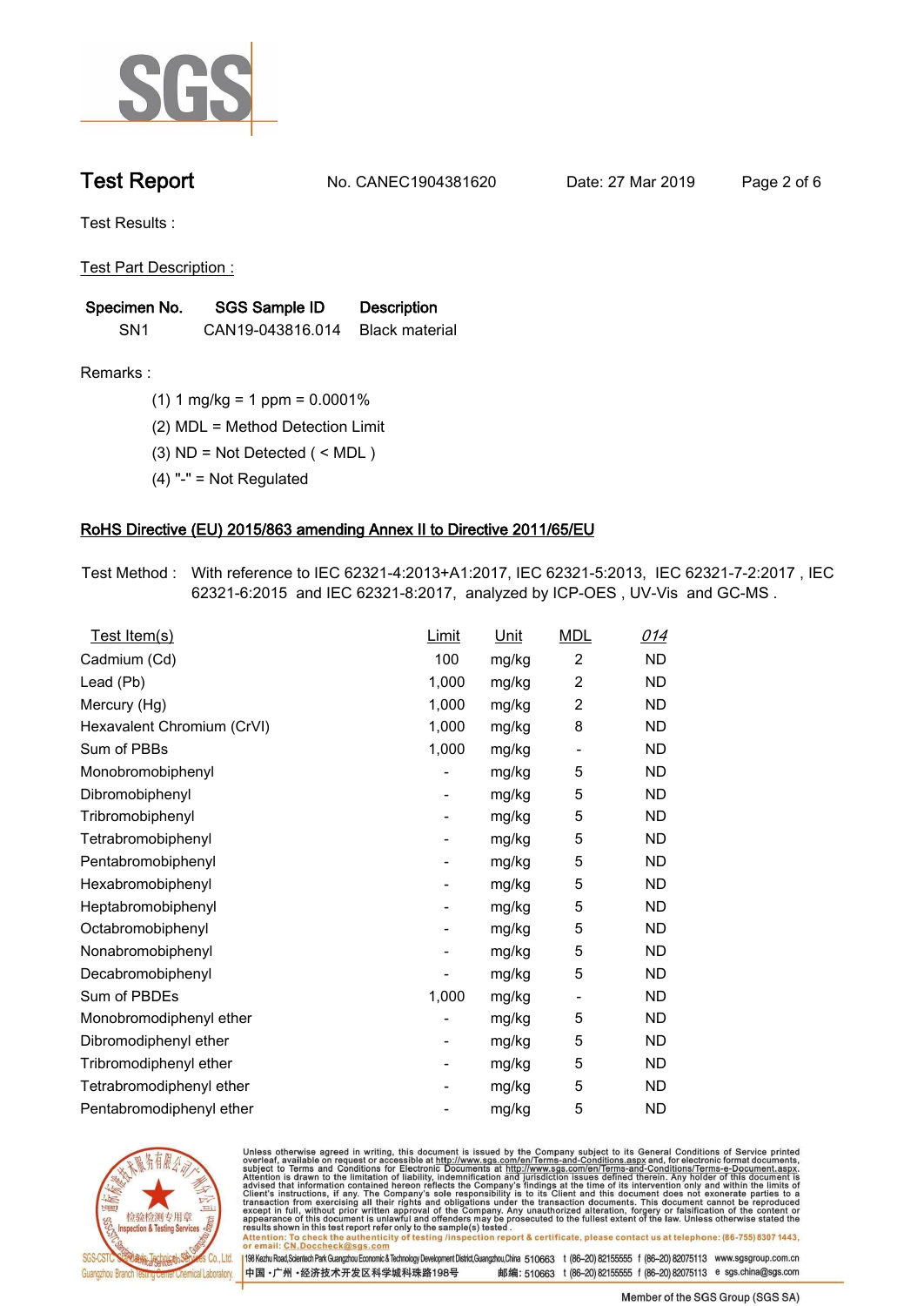# Test Report

No. CANEC1904381620  Date: 27 Mar 2019

Test Results :

Test Part Description :

| Specimen No. | SGS Sample ID | Description |
|---|---|---|
| SN1 | CAN19-043816.014 | Black material |

Remarks :

(1) 1 mg/kg = 1 ppm = 0.0001%

(2) MDL = Method Detection Limit

(3) ND = Not Detected ( < MDL )

(4) "-" = Not Regulated

## RoHS Directive (EU) 2015/863 amending Annex II to Directive 2011/65/EU

Test Method : With reference to IEC 62321-4:2013+A1:2017, IEC 62321-5:2013, IEC 62321-7-2:2017 , IEC 62321-6:2015 and IEC 62321-8:2017, analyzed by ICP-OES , UV-Vis and GC-MS .

| Test Item(s) | Limit | Unit | MDL | 014 |
|---|---|---|---|---|
| Cadmium (Cd) | 100 | mg/kg | 2 | ND |
| Lead (Pb) | 1,000 | mg/kg | 2 | ND |
| Mercury (Hg) | 1,000 | mg/kg | 2 | ND |
| Hexavalent Chromium (CrVI) | 1,000 | mg/kg | 8 | ND |
| Sum of PBBs | 1,000 | mg/kg | - | ND |
| Monobromobiphenyl | - | mg/kg | 5 | ND |
| Dibromobiphenyl | - | mg/kg | 5 | ND |
| Tribromobiphenyl | - | mg/kg | 5 | ND |
| Tetrabromobiphenyl | - | mg/kg | 5 | ND |
| Pentabromobiphenyl | - | mg/kg | 5 | ND |
| Hexabromobiphenyl | - | mg/kg | 5 | ND |
| Heptabromobiphenyl | - | mg/kg | 5 | ND |
| Octabromobiphenyl | - | mg/kg | 5 | ND |
| Nonabromobiphenyl | - | mg/kg | 5 | ND |
| Decabromobiphenyl | - | mg/kg | 5 | ND |
| Sum of PBDEs | 1,000 | mg/kg | - | ND |
| Monobromodiphenyl ether | - | mg/kg | 5 | ND |
| Dibromodiphenyl ether | - | mg/kg | 5 | ND |
| Tribromodiphenyl ether | - | mg/kg | 5 | ND |
| Tetrabromodiphenyl ether | - | mg/kg | 5 | ND |
| Pentabromodiphenyl ether | - | mg/kg | 5 | ND |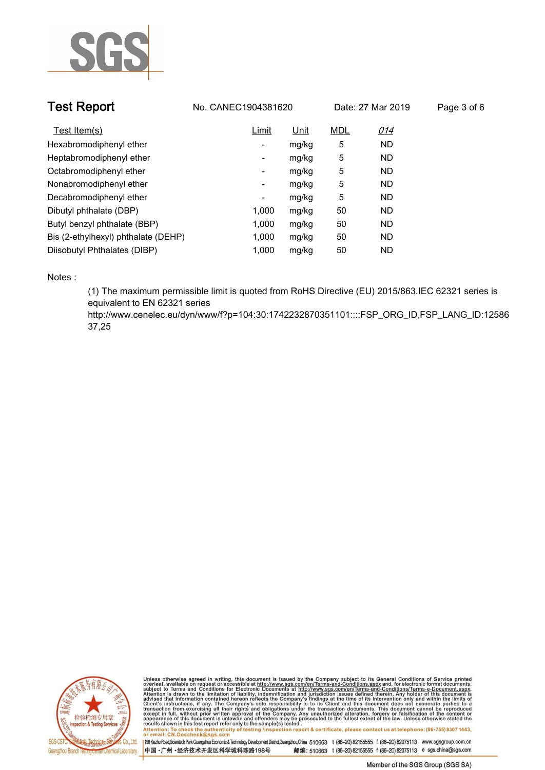Test Report No. CANEC1904381620 Date: 27 Mar 2019

| Test Item(s) | Limit | Unit | MDL | *014* |
|---|---|---|---|---|
| Hexabromodiphenyl ether | - | mg/kg | 5 | ND |
| Heptabromodiphenyl ether | - | mg/kg | 5 | ND |
| Octabromodiphenyl ether | - | mg/kg | 5 | ND |
| Nonabromodiphenyl ether | - | mg/kg | 5 | ND |
| Decabromodiphenyl ether | - | mg/kg | 5 | ND |
| Dibutyl phthalate (DBP) | 1,000 | mg/kg | 50 | ND |
| Butyl benzyl phthalate (BBP) | 1,000 | mg/kg | 50 | ND |
| Bis (2-ethylhexyl) phthalate (DEHP) | 1,000 | mg/kg | 50 | ND |
| Diisobutyl Phthalates (DIBP) | 1,000 | mg/kg | 50 | ND |

Notes :

(1) The maximum permissible limit is quoted from RoHS Directive (EU) 2015/863.IEC 62321 series is equivalent to EN 62321 series
http://www.cenelec.eu/dyn/www/f?p=104:30:1742232870351101::::FSP_ORG_ID,FSP_LANG_ID:1258637,25

Unless otherwise agreed in writing, this document is issued by the Company subject to its General Conditions of Service printed overleaf, available on request or accessible at http://www.sgs.com/en/Terms-and-Conditions.aspx and, for electronic format documents, subject to Terms and Conditions for Electronic Documents at http://www.sgs.com/en/Terms-and-Conditions/Terms-e-Document.aspx. Attention is drawn to the limitation of liability, indemnification and jurisdiction issues defined therein. Any holder of this document is advised that information contained hereon reflects the Company's findings at the time of its intervention only and within the limits of Client's instructions, if any. The Company's sole responsibility is to its Client and this document does not exonerate parties to a transaction from exercising all their rights and obligations under the transaction documents. This document cannot be reproduced except in full, without prior written approval of the Company. Any unauthorized alteration, forgery or falsification of the content or appearance of this document is unlawful and offenders may be prosecuted to the fullest extent of the law. Unless otherwise stated the results shown in this test report refer only to the sample(s) tested.
Attention: To check the authenticity of testing /inspection report & certificate, please contact us at telephone: (86-755) 8307 1443, or email: CN.Doccheck@sgs.com

198 Kezhu Road,Scientech Park Guangzhou Economic & Technology Development District,Guangzhou,China 510663 t (86-20) 82155555 f (86-20) 82075113 www.sgsgroup.com.cn
中国・广州・经济技术开发区科学城科珠路198号 邮编: 510663 t (86-20) 82155555 f (86-20) 82075113 e sgs.china@sgs.com

Member of the SGS Group (SGS SA)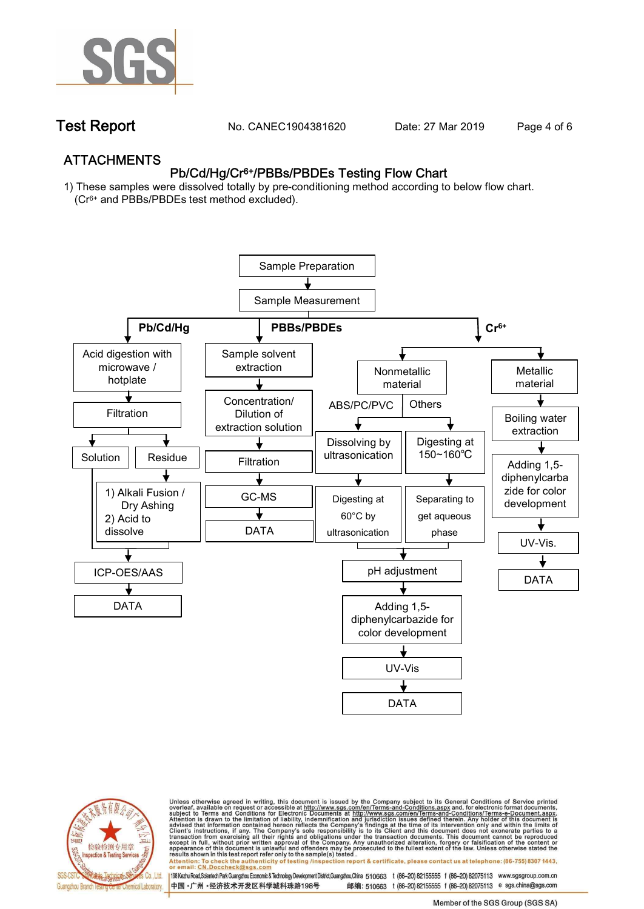## ATTACHMENTS

### Pb/Cd/Hg/$Cr^{6+}$/PBBs/PBDEs Testing Flow Chart

1) These samples were dissolved totally by pre-conditioning method according to below flow chart. ($Cr^{6+}$ and PBBs/PBDEs test method excluded).

Sample Preparation → Sample Measurement

**Pb/Cd/Hg**

- Acid digestion with microwave / hotplate
- Filtration
- Solution / Residue
  - Residue → 1) Alkali Fusion / Dry Ashing 2) Acid to dissolve
- ICP-OES/AAS
- DATA

**PBBs/PBDEs**

- Sample solvent extraction
- Concentration/ Dilution of extraction solution
- Filtration
- GC-MS
- DATA

**$Cr^{6+}$**

- Nonmetallic material
  - ABS/PC/PVC → Dissolving by ultrasonication → Digesting at 60°C by ultrasonication
  - Others → Digesting at 150~160℃ → Separating to get aqueous phase
  - pH adjustment
  - Adding 1,5-diphenylcarbazide for color development
  - UV-Vis
  - DATA
- Metallic material
  - Boiling water extraction
  - Adding 1,5-diphenylcarbazide for color development
  - UV-Vis.
  - DATA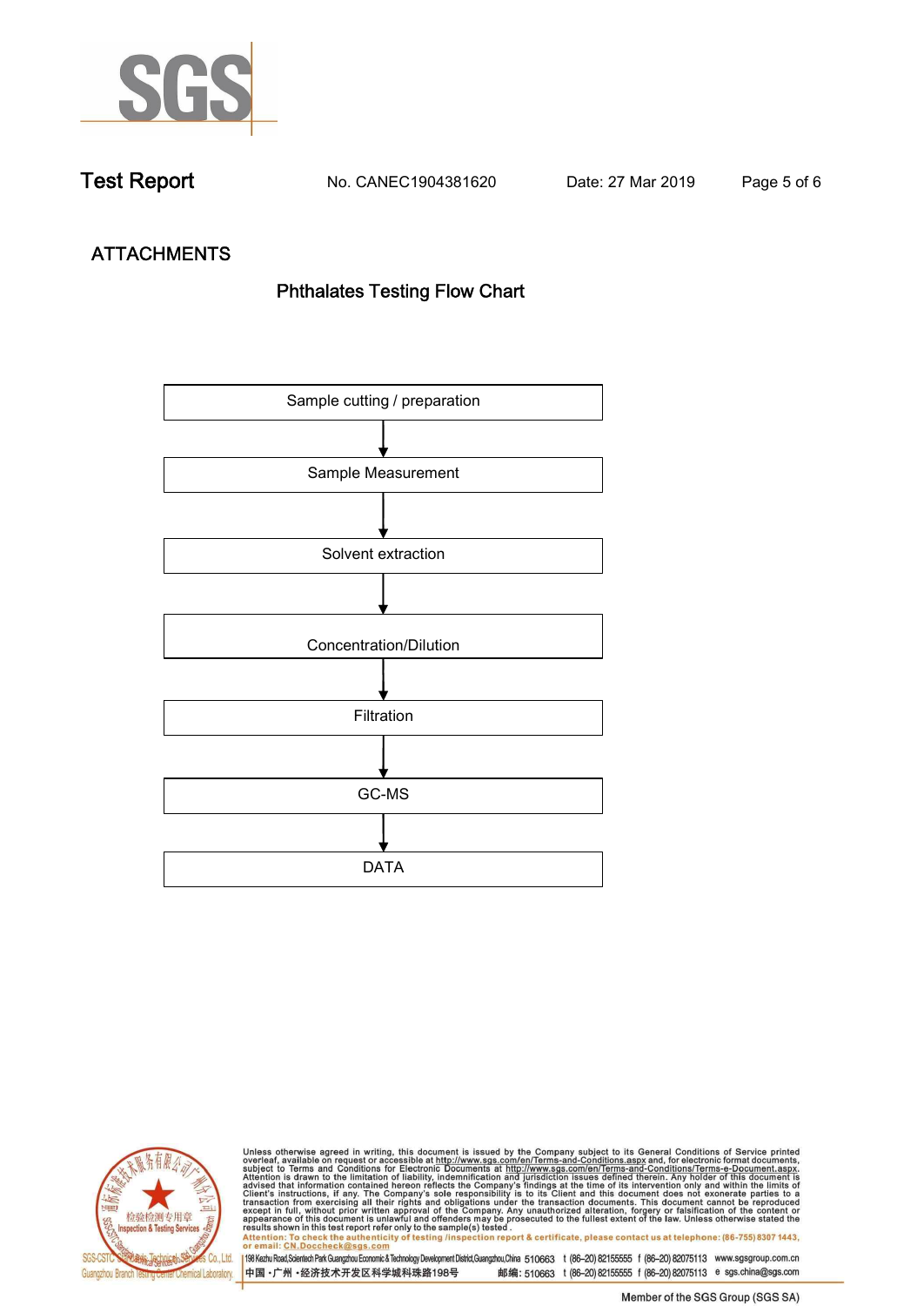## ATTACHMENTS

### Phthalates Testing Flow Chart

Sample cutting / preparation

↓

Sample Measurement

↓

Solvent extraction

↓

Concentration/Dilution

↓

Filtration

↓

GC-MS

↓

DATA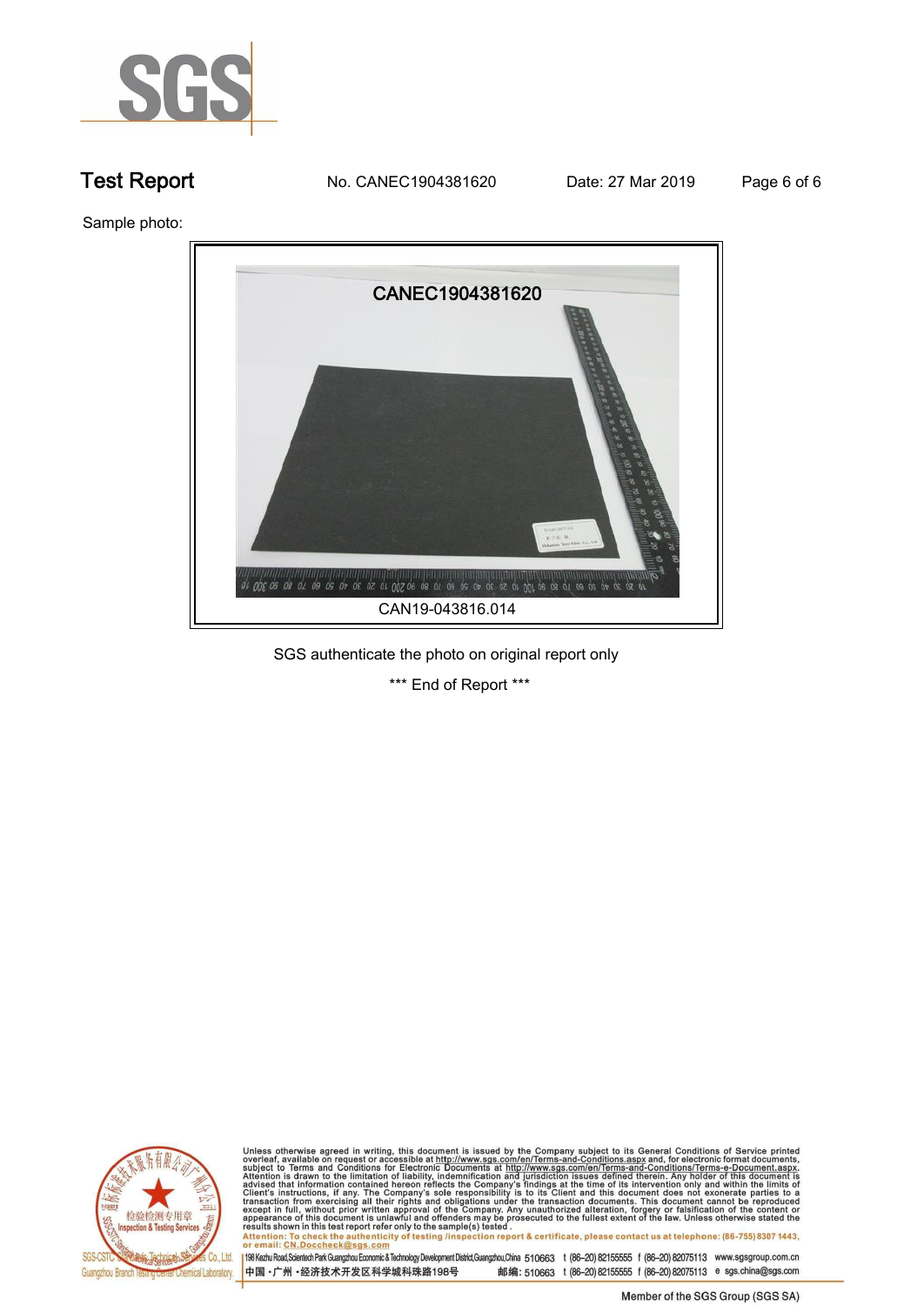# Test Report

No. CANEC1904381620 Date: 27 Mar 2019

Sample photo:

CANEC1904381620

CAN19-043816.014

SGS authenticate the photo on original report only

\*\*\* End of Report \*\*\*

Unless otherwise agreed in writing, this document is issued by the Company subject to its General Conditions of Service printed overleaf, available on request or accessible at http://www.sgs.com/en/Terms-and-Conditions.aspx and, for electronic format documents, subject to Terms and Conditions for Electronic Documents at http://www.sgs.com/en/Terms-and-Conditions/Terms-e-Document.aspx. Attention is drawn to the limitation of liability, indemnification and jurisdiction issues defined therein. Any holder of this document is advised that information contained hereon reflects the Company's findings at the time of its intervention only and within the limits of Client's instructions, if any. The Company's sole responsibility is to its Client and this document does not exonerate parties to a transaction from exercising all their rights and obligations under the transaction documents. This document cannot be reproduced except in full, without prior written approval of the Company. Any unauthorized alteration, forgery or falsification of the content or appearance of this document is unlawful and offenders may be prosecuted to the fullest extent of the law. Unless otherwise stated the results shown in this test report refer only to the sample(s) tested .

Attention: To check the authenticity of testing /inspection report & certificate, please contact us at telephone: (86-755) 8307 1443, or email: CN.Doccheck@sgs.com

198 Kezhu Road,Scientech Park Guangzhou Economic & Technology Development District,Guangzhou,China 510663 t (86–20) 82155555 f (86–20) 82075113 www.sgsgroup.com.cn

中国 •广州 •经济技术开发区科学城科珠路198号 邮编: 510663 t (86–20) 82155555 f (86–20) 82075113 e sgs.china@sgs.com

Member of the SGS Group (SGS SA)